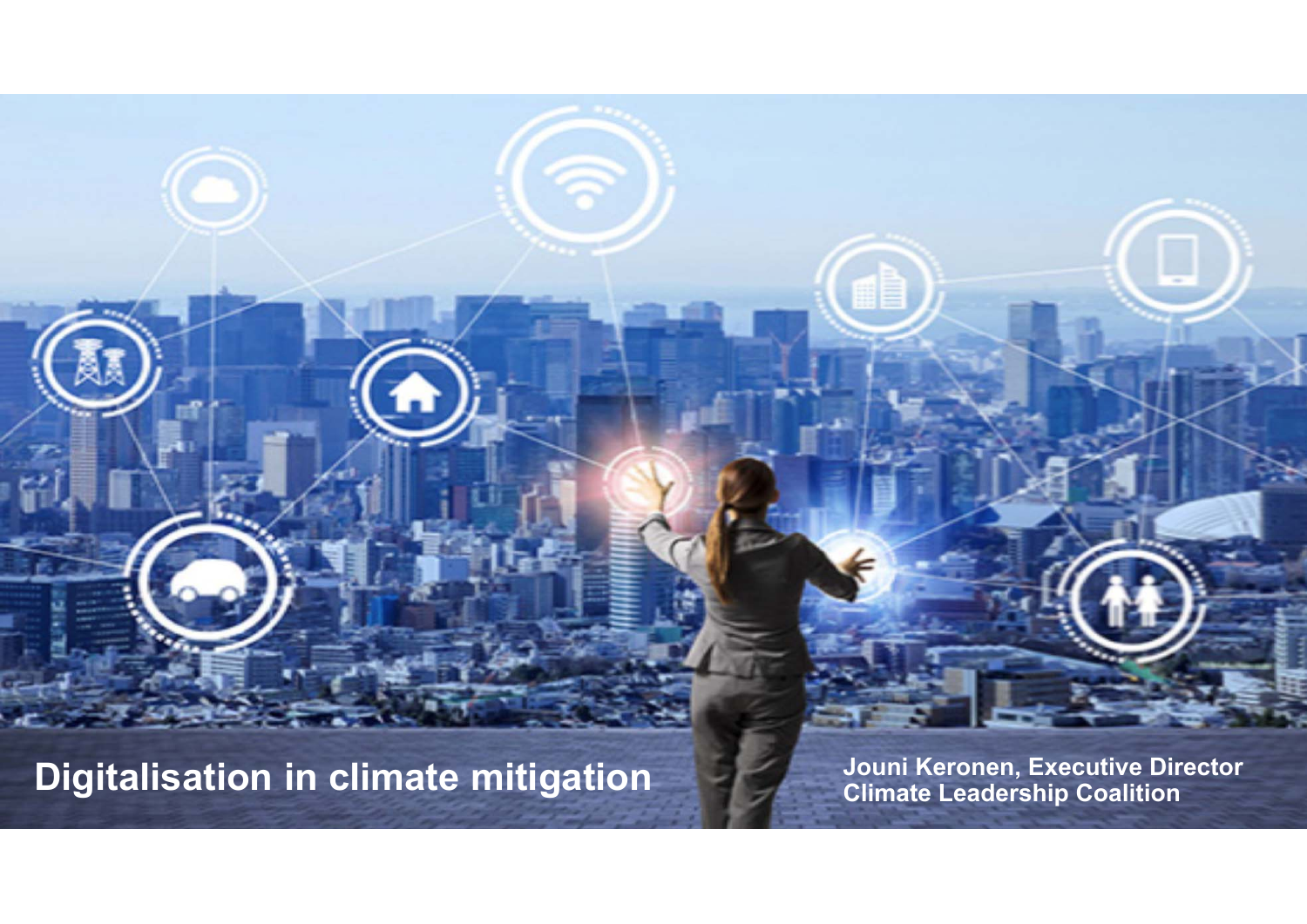# Digitalisation in climate mitigation

Jouni Keronen, Executive Director
Climate Leadership Coalition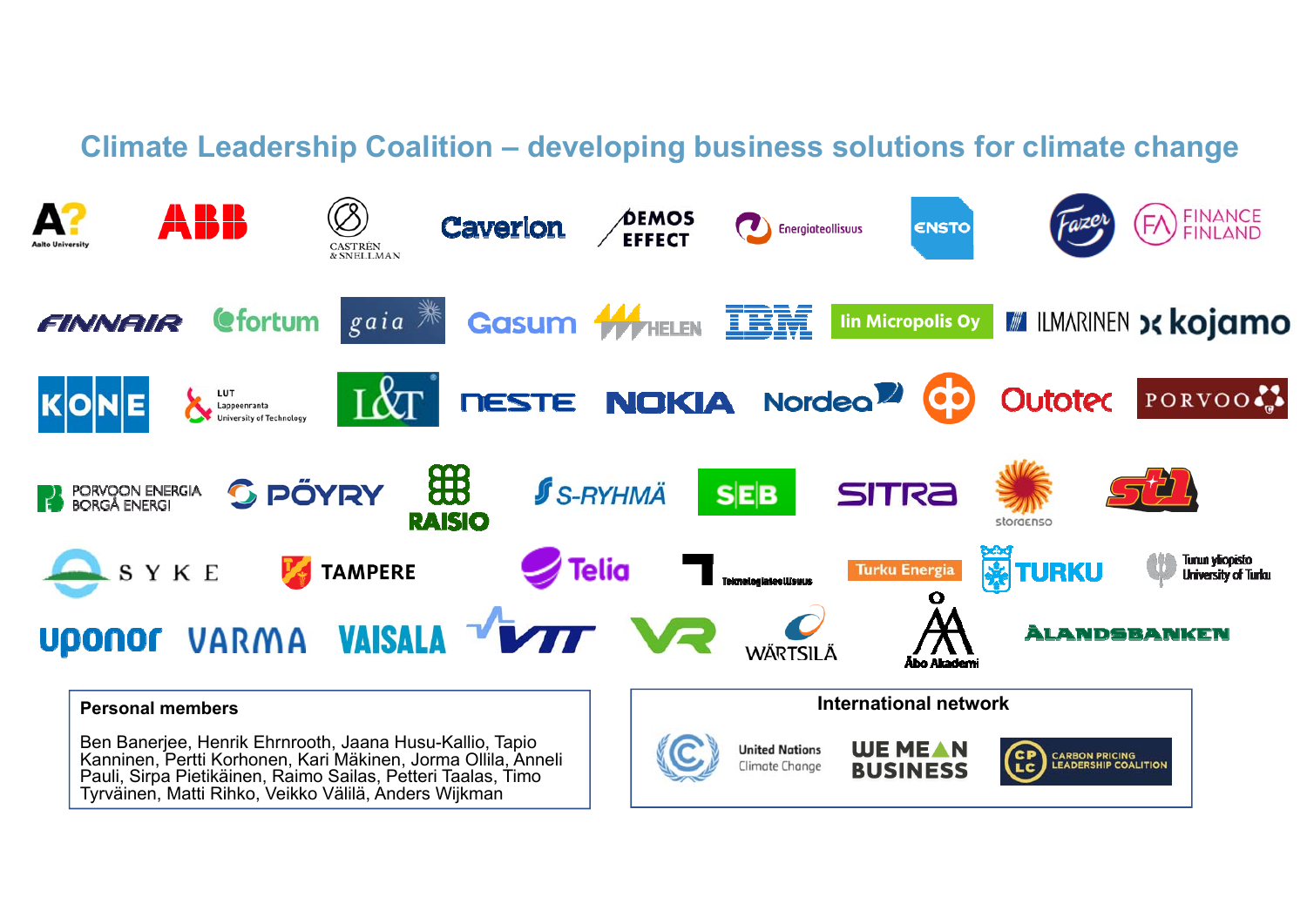## Climate Leadership Coalition – developing business solutions for climate change

Aalto University, ABB, Castrén & Snellman, Caverion, Demos Effect, Energiateollisuus, Ensto, Fazer, Finance Finland

Finnair, Fortum, Gaia, Gasum, Helen, IBM, Iin Micropolis Oy, Ilmarinen, Kojamo

Kone, LUT Lappeenranta University of Technology, L&T, Neste, Nokia, Nordea, OP, Outotec, Porvoo

Porvoon Energia Borgå Energi, Pöyry, Raisio, S-Ryhmä, SEB, Sitra, Stora Enso, St1

SYKE, Tampere, Telia, Teknologiateollisuus, Turku Energia, Turku, Turun yliopisto University of Turku

Uponor, Varma, Vaisala, VTT, VR, Wärtsilä, Åbo Akademi, Ålandsbanken

**Personal members**

Ben Banerjee, Henrik Ehrnrooth, Jaana Husu-Kallio, Tapio Kanninen, Pertti Korhonen, Kari Mäkinen, Jorma Ollila, Anneli Pauli, Sirpa Pietikäinen, Raimo Sailas, Petteri Taalas, Timo Tyrväinen, Matti Rihko, Veikko Välilä, Anders Wijkman

**International network**

United Nations Climate Change, We Mean Business, Carbon Pricing Leadership Coalition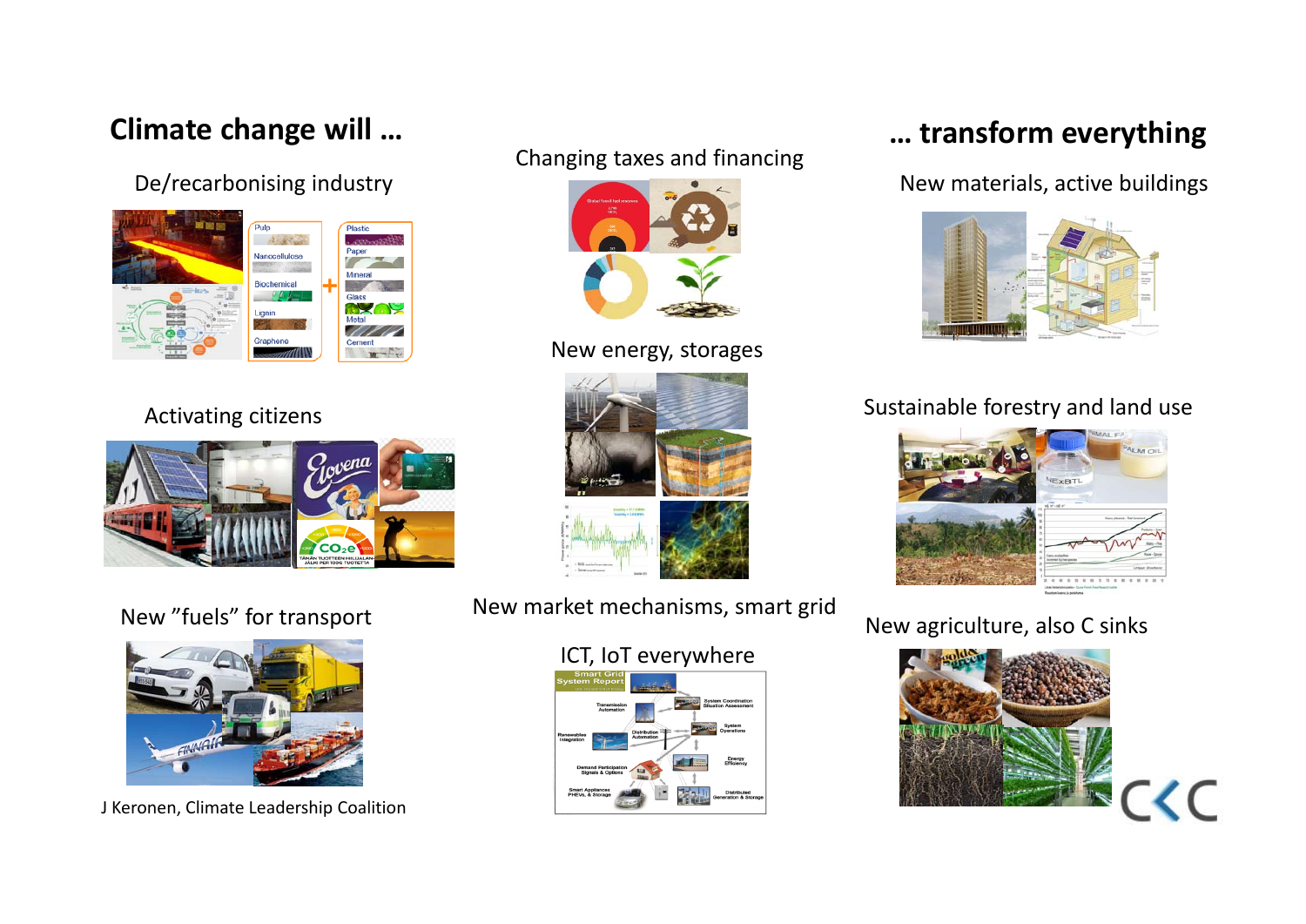## Climate change will … … transform everything

### De/recarbonising industry

### Changing taxes and financing

### New materials, active buildings

### New energy, storages

### Activating citizens

### Sustainable forestry and land use

### New market mechanisms, smart grid

### New "fuels" for transport

### New agriculture, also C sinks

### ICT, IoT everywhere

J Keronen, Climate Leadership Coalition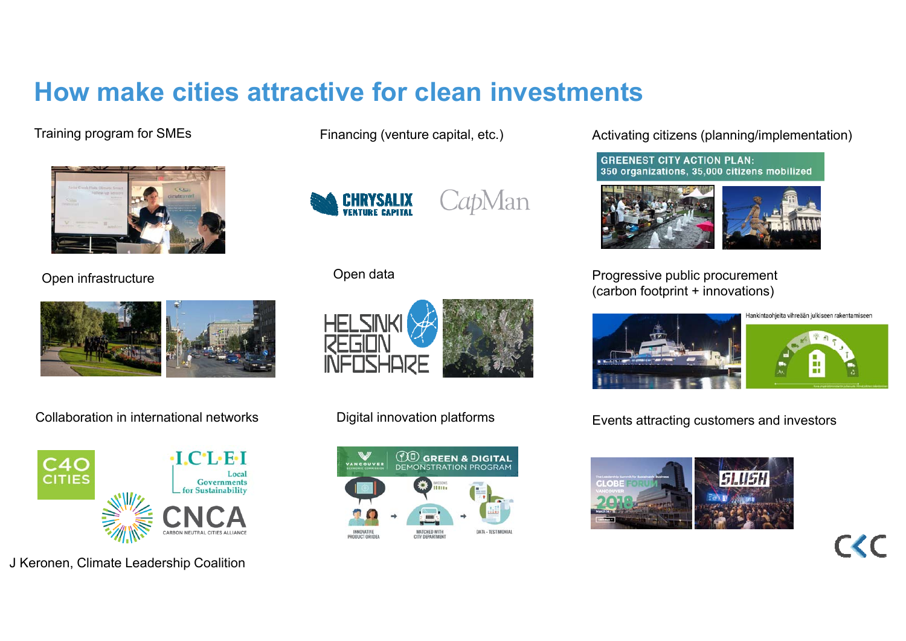# How make cities attractive for clean investments

Training program for SMEs

Financing (venture capital, etc.)

Activating citizens (planning/implementation)

GREENEST CITY ACTION PLAN: 350 organizations, 35,000 citizens mobilized

Open infrastructure

Open data

Progressive public procurement (carbon footprint + innovations)

Collaboration in international networks

Digital innovation platforms

Events attracting customers and investors

J Keronen, Climate Leadership Coalition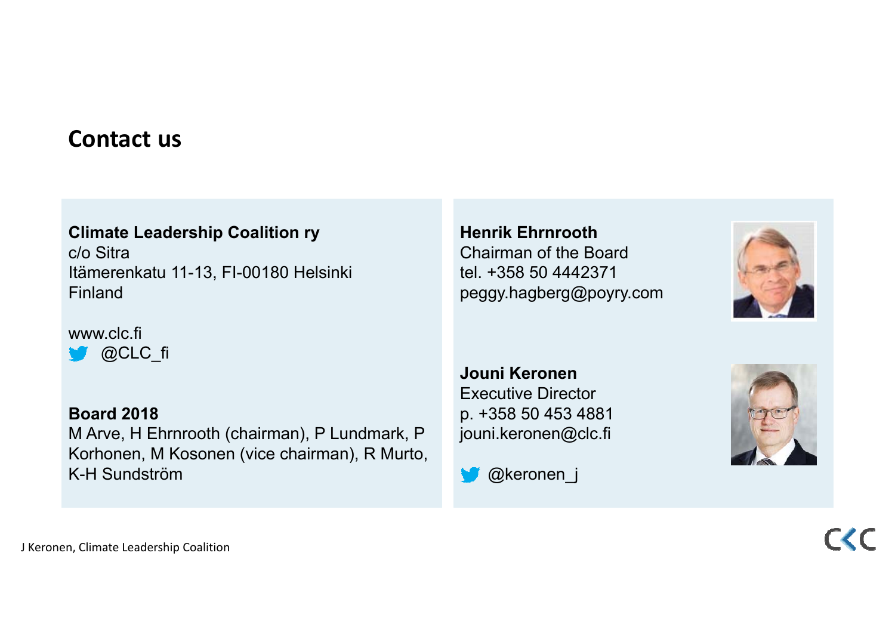# Contact us

**Climate Leadership Coalition ry**
c/o Sitra
Itämerenkatu 11-13, FI-00180 Helsinki
Finland

www.clc.fi
@CLC_fi

**Board 2018**
M Arve, H Ehrnrooth (chairman), P Lundmark, P Korhonen, M Kosonen (vice chairman), R Murto, K-H Sundström

**Henrik Ehrnrooth**
Chairman of the Board
tel. +358 50 4442371
peggy.hagberg@poyry.com

**Jouni Keronen**
Executive Director
p. +358 50 453 4881
jouni.keronen@clc.fi

@keronen_j